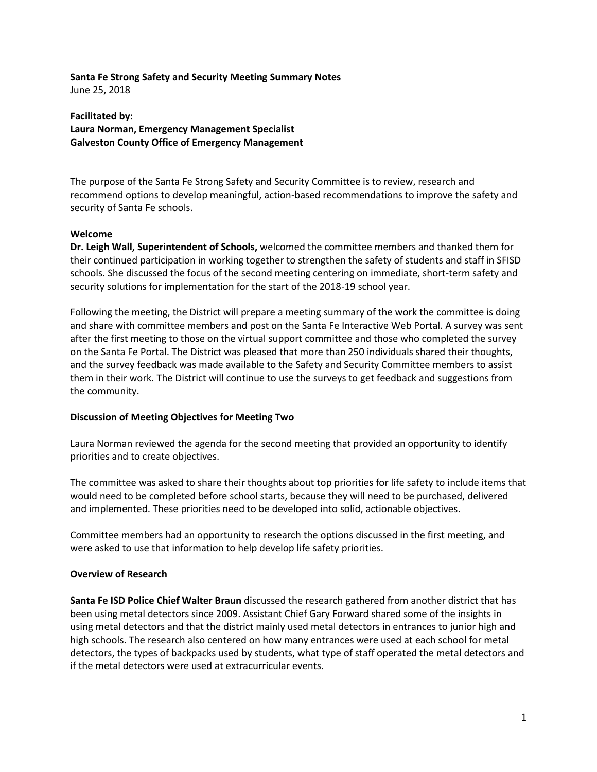**Santa Fe Strong Safety and Security Meeting Summary Notes**
June 25, 2018

**Facilitated by:**
**Laura Norman, Emergency Management Specialist**
**Galveston County Office of Emergency Management**

The purpose of the Santa Fe Strong Safety and Security Committee is to review, research and recommend options to develop meaningful, action-based recommendations to improve the safety and security of Santa Fe schools.

**Welcome**

**Dr. Leigh Wall, Superintendent of Schools,** welcomed the committee members and thanked them for their continued participation in working together to strengthen the safety of students and staff in SFISD schools. She discussed the focus of the second meeting centering on immediate, short-term safety and security solutions for implementation for the start of the 2018-19 school year.

Following the meeting, the District will prepare a meeting summary of the work the committee is doing and share with committee members and post on the Santa Fe Interactive Web Portal. A survey was sent after the first meeting to those on the virtual support committee and those who completed the survey on the Santa Fe Portal. The District was pleased that more than 250 individuals shared their thoughts, and the survey feedback was made available to the Safety and Security Committee members to assist them in their work. The District will continue to use the surveys to get feedback and suggestions from the community.

**Discussion of Meeting Objectives for Meeting Two**

Laura Norman reviewed the agenda for the second meeting that provided an opportunity to identify priorities and to create objectives.

The committee was asked to share their thoughts about top priorities for life safety to include items that would need to be completed before school starts, because they will need to be purchased, delivered and implemented. These priorities need to be developed into solid, actionable objectives.

Committee members had an opportunity to research the options discussed in the first meeting, and were asked to use that information to help develop life safety priorities.

**Overview of Research**

**Santa Fe ISD Police Chief Walter Braun** discussed the research gathered from another district that has been using metal detectors since 2009. Assistant Chief Gary Forward shared some of the insights in using metal detectors and that the district mainly used metal detectors in entrances to junior high and high schools. The research also centered on how many entrances were used at each school for metal detectors, the types of backpacks used by students, what type of staff operated the metal detectors and if the metal detectors were used at extracurricular events.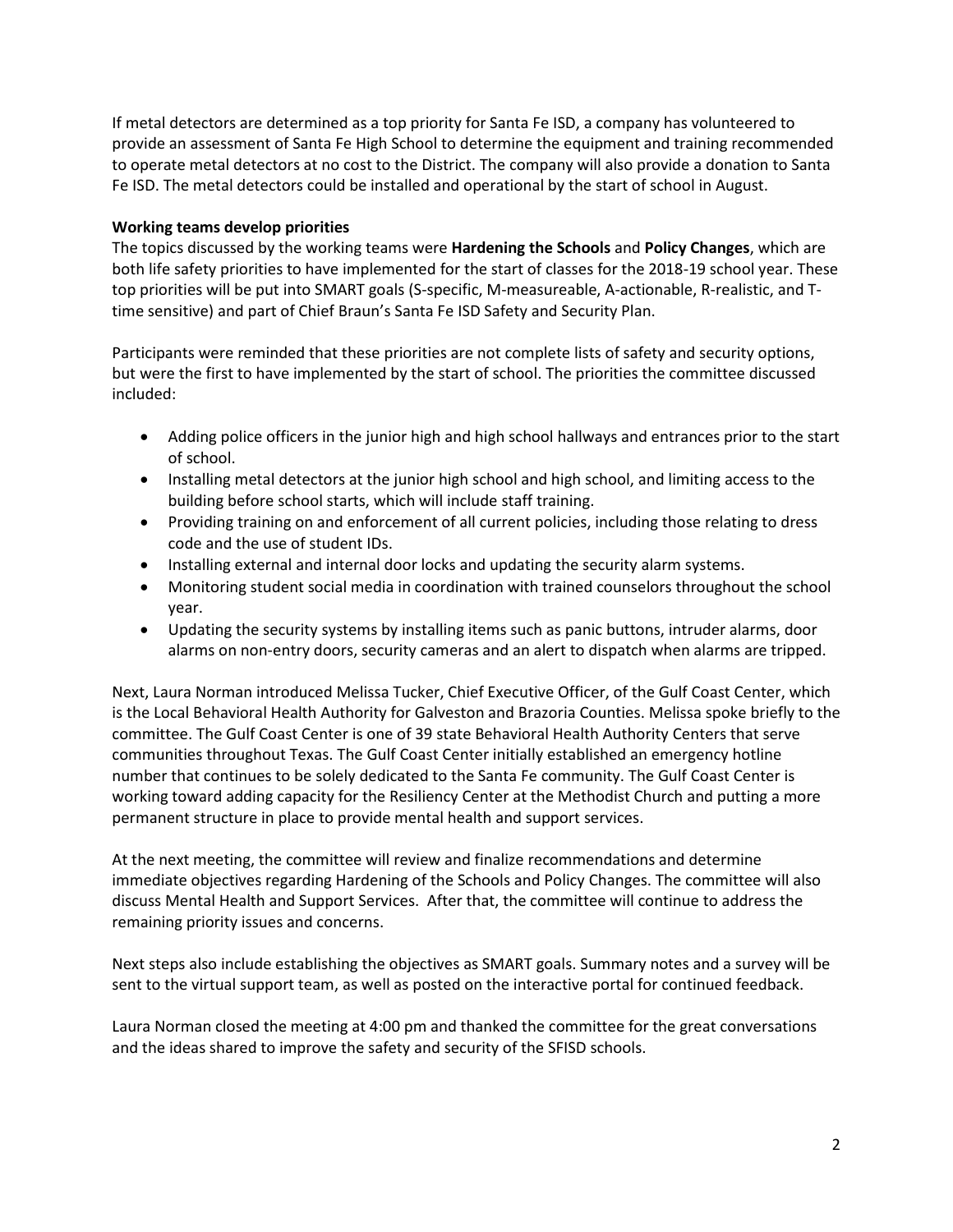If metal detectors are determined as a top priority for Santa Fe ISD, a company has volunteered to provide an assessment of Santa Fe High School to determine the equipment and training recommended to operate metal detectors at no cost to the District. The company will also provide a donation to Santa Fe ISD. The metal detectors could be installed and operational by the start of school in August.

**Working teams develop priorities**

The topics discussed by the working teams were **Hardening the Schools** and **Policy Changes**, which are both life safety priorities to have implemented for the start of classes for the 2018-19 school year. These top priorities will be put into SMART goals (S-specific, M-measureable, A-actionable, R-realistic, and T-time sensitive) and part of Chief Braun's Santa Fe ISD Safety and Security Plan.

Participants were reminded that these priorities are not complete lists of safety and security options, but were the first to have implemented by the start of school. The priorities the committee discussed included:

- Adding police officers in the junior high and high school hallways and entrances prior to the start of school.
- Installing metal detectors at the junior high school and high school, and limiting access to the building before school starts, which will include staff training.
- Providing training on and enforcement of all current policies, including those relating to dress code and the use of student IDs.
- Installing external and internal door locks and updating the security alarm systems.
- Monitoring student social media in coordination with trained counselors throughout the school year.
- Updating the security systems by installing items such as panic buttons, intruder alarms, door alarms on non-entry doors, security cameras and an alert to dispatch when alarms are tripped.

Next, Laura Norman introduced Melissa Tucker, Chief Executive Officer, of the Gulf Coast Center, which is the Local Behavioral Health Authority for Galveston and Brazoria Counties. Melissa spoke briefly to the committee. The Gulf Coast Center is one of 39 state Behavioral Health Authority Centers that serve communities throughout Texas. The Gulf Coast Center initially established an emergency hotline number that continues to be solely dedicated to the Santa Fe community. The Gulf Coast Center is working toward adding capacity for the Resiliency Center at the Methodist Church and putting a more permanent structure in place to provide mental health and support services.

At the next meeting, the committee will review and finalize recommendations and determine immediate objectives regarding Hardening of the Schools and Policy Changes. The committee will also discuss Mental Health and Support Services. After that, the committee will continue to address the remaining priority issues and concerns.

Next steps also include establishing the objectives as SMART goals. Summary notes and a survey will be sent to the virtual support team, as well as posted on the interactive portal for continued feedback.

Laura Norman closed the meeting at 4:00 pm and thanked the committee for the great conversations and the ideas shared to improve the safety and security of the SFISD schools.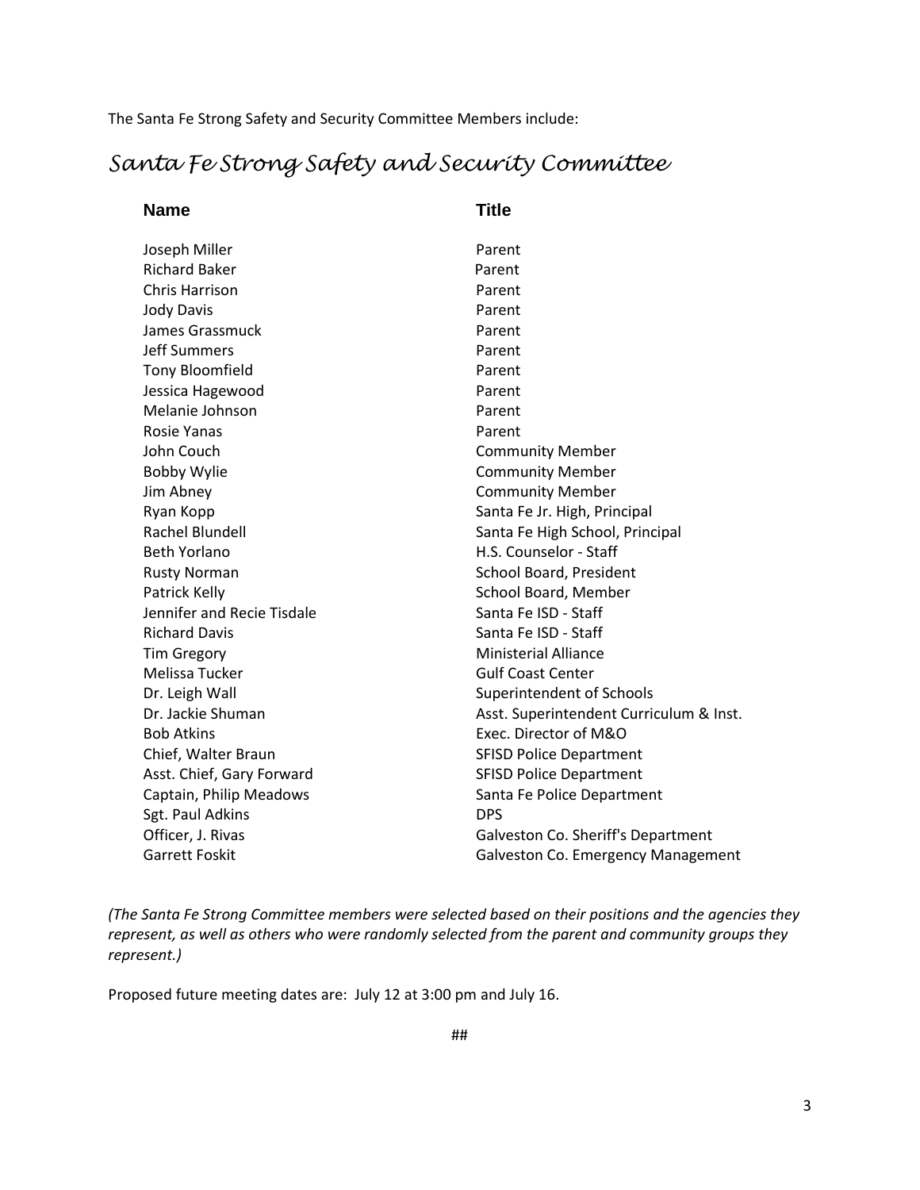The Santa Fe Strong Safety and Security Committee Members include:

## *Santa Fe Strong Safety and Security Committee*

| Name | Title |
|---|---|
| Joseph Miller | Parent |
| Richard Baker | Parent |
| Chris Harrison | Parent |
| Jody Davis | Parent |
| James Grassmuck | Parent |
| Jeff Summers | Parent |
| Tony Bloomfield | Parent |
| Jessica Hagewood | Parent |
| Melanie Johnson | Parent |
| Rosie Yanas | Parent |
| John Couch | Community Member |
| Bobby Wylie | Community Member |
| Jim Abney | Community Member |
| Ryan Kopp | Santa Fe Jr. High, Principal |
| Rachel Blundell | Santa Fe High School, Principal |
| Beth Yorlano | H.S. Counselor - Staff |
| Rusty Norman | School Board, President |
| Patrick Kelly | School Board, Member |
| Jennifer and Recie Tisdale | Santa Fe ISD - Staff |
| Richard Davis | Santa Fe ISD - Staff |
| Tim Gregory | Ministerial Alliance |
| Melissa Tucker | Gulf Coast Center |
| Dr. Leigh Wall | Superintendent of Schools |
| Dr. Jackie Shuman | Asst. Superintendent Curriculum & Inst. |
| Bob Atkins | Exec. Director of M&O |
| Chief, Walter Braun | SFISD Police Department |
| Asst. Chief, Gary Forward | SFISD Police Department |
| Captain, Philip Meadows | Santa Fe Police Department |
| Sgt. Paul Adkins | DPS |
| Officer, J. Rivas | Galveston Co. Sheriff's Department |
| Garrett Foskit | Galveston Co. Emergency Management |

*(The Santa Fe Strong Committee members were selected based on their positions and the agencies they represent, as well as others who were randomly selected from the parent and community groups they represent.)*

Proposed future meeting dates are: July 12 at 3:00 pm and July 16.

##